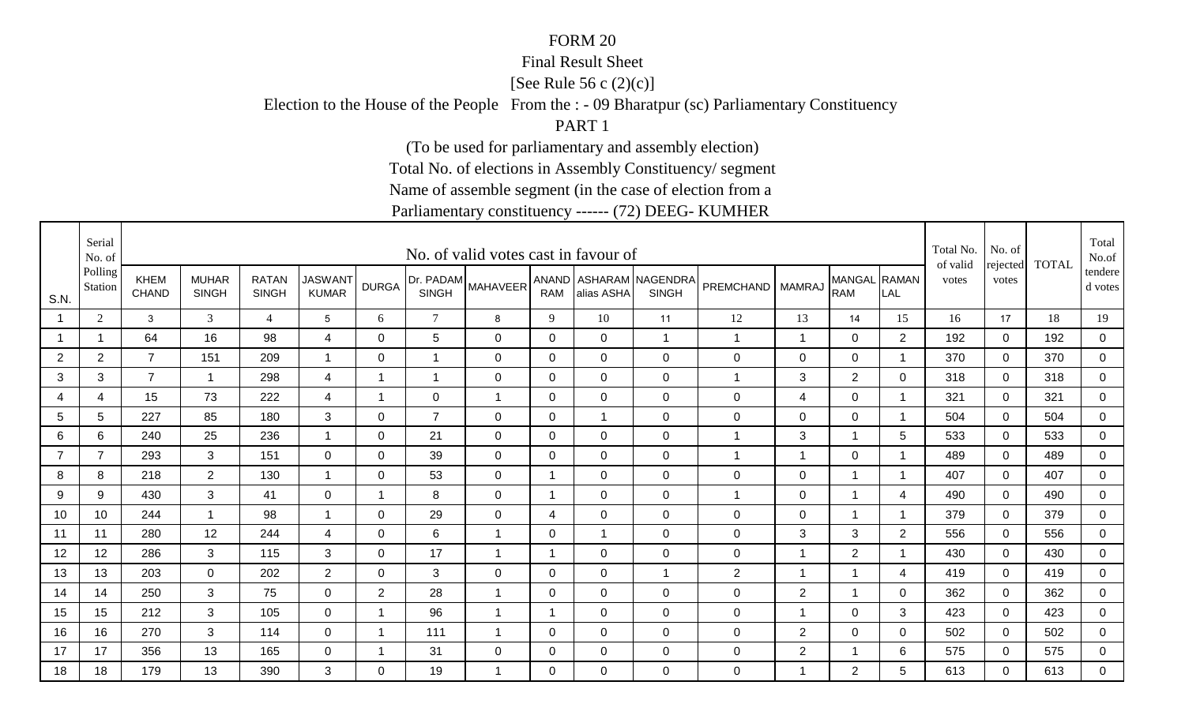# FORM 20

## Final Result Sheet

[See Rule 56 c (2)(c)]

Election to the House of the People From the : - 09 Bharatpur (sc) Parliamentary Constituency

PART 1

(To be used for parliamentary and assembly election)

Total No. of elections in Assembly Constituency/ segment

Name of assemble segment (in the case of election from a

Parliamentary constituency ------ (72) DEEG- KUMHER

| S.N. | Serial No. of Polling Station | No. of valid votes cast in favour of | | | | | | | | | | | | | | Total No. of valid votes | No. of rejected votes | TOTAL | Total No.of tendered votes |
|---|---|---|---|---|---|---|---|---|---|---|---|---|---|---|---|---|---|---|---|
| | | KHEM CHAND | MUHAR SINGH | RATAN SINGH | JASWANT KUMAR | DURGA | Dr. PADAM SINGH | MAHAVEER | ANAND RAM | ASHARAM alias ASHA | NAGENDRA SINGH | PREMCHAND | MAMRAJ | MANGAL RAM | RAMAN LAL | | | | |
| 1 | 2 | 3 | 3 | 4 | 5 | 6 | 7 | 8 | 9 | 10 | 11 | 12 | 13 | 14 | 15 | 16 | 17 | 18 | 19 |
| 1 | 1 | 64 | 16 | 98 | 4 | 0 | 5 | 0 | 0 | 0 | 1 | 1 | 1 | 0 | 2 | 192 | 0 | 192 | 0 |
| 2 | 2 | 7 | 151 | 209 | 1 | 0 | 1 | 0 | 0 | 0 | 0 | 0 | 0 | 0 | 1 | 370 | 0 | 370 | 0 |
| 3 | 3 | 7 | 1 | 298 | 4 | 1 | 1 | 0 | 0 | 0 | 0 | 1 | 3 | 2 | 0 | 318 | 0 | 318 | 0 |
| 4 | 4 | 15 | 73 | 222 | 4 | 1 | 0 | 1 | 0 | 0 | 0 | 0 | 4 | 0 | 1 | 321 | 0 | 321 | 0 |
| 5 | 5 | 227 | 85 | 180 | 3 | 0 | 7 | 0 | 0 | 1 | 0 | 0 | 0 | 0 | 1 | 504 | 0 | 504 | 0 |
| 6 | 6 | 240 | 25 | 236 | 1 | 0 | 21 | 0 | 0 | 0 | 0 | 1 | 3 | 1 | 5 | 533 | 0 | 533 | 0 |
| 7 | 7 | 293 | 3 | 151 | 0 | 0 | 39 | 0 | 0 | 0 | 0 | 1 | 1 | 0 | 1 | 489 | 0 | 489 | 0 |
| 8 | 8 | 218 | 2 | 130 | 1 | 0 | 53 | 0 | 1 | 0 | 0 | 0 | 0 | 1 | 1 | 407 | 0 | 407 | 0 |
| 9 | 9 | 430 | 3 | 41 | 0 | 1 | 8 | 0 | 1 | 0 | 0 | 1 | 0 | 1 | 4 | 490 | 0 | 490 | 0 |
| 10 | 10 | 244 | 1 | 98 | 1 | 0 | 29 | 0 | 4 | 0 | 0 | 0 | 0 | 1 | 1 | 379 | 0 | 379 | 0 |
| 11 | 11 | 280 | 12 | 244 | 4 | 0 | 6 | 1 | 0 | 1 | 0 | 0 | 3 | 3 | 2 | 556 | 0 | 556 | 0 |
| 12 | 12 | 286 | 3 | 115 | 3 | 0 | 17 | 1 | 1 | 0 | 0 | 0 | 1 | 2 | 1 | 430 | 0 | 430 | 0 |
| 13 | 13 | 203 | 0 | 202 | 2 | 0 | 3 | 0 | 0 | 0 | 1 | 2 | 1 | 1 | 4 | 419 | 0 | 419 | 0 |
| 14 | 14 | 250 | 3 | 75 | 0 | 2 | 28 | 1 | 0 | 0 | 0 | 0 | 2 | 1 | 0 | 362 | 0 | 362 | 0 |
| 15 | 15 | 212 | 3 | 105 | 0 | 1 | 96 | 1 | 1 | 0 | 0 | 0 | 1 | 0 | 3 | 423 | 0 | 423 | 0 |
| 16 | 16 | 270 | 3 | 114 | 0 | 1 | 111 | 1 | 0 | 0 | 0 | 0 | 2 | 0 | 0 | 502 | 0 | 502 | 0 |
| 17 | 17 | 356 | 13 | 165 | 0 | 1 | 31 | 0 | 0 | 0 | 0 | 0 | 2 | 1 | 6 | 575 | 0 | 575 | 0 |
| 18 | 18 | 179 | 13 | 390 | 3 | 0 | 19 | 1 | 0 | 0 | 0 | 0 | 1 | 2 | 5 | 613 | 0 | 613 | 0 |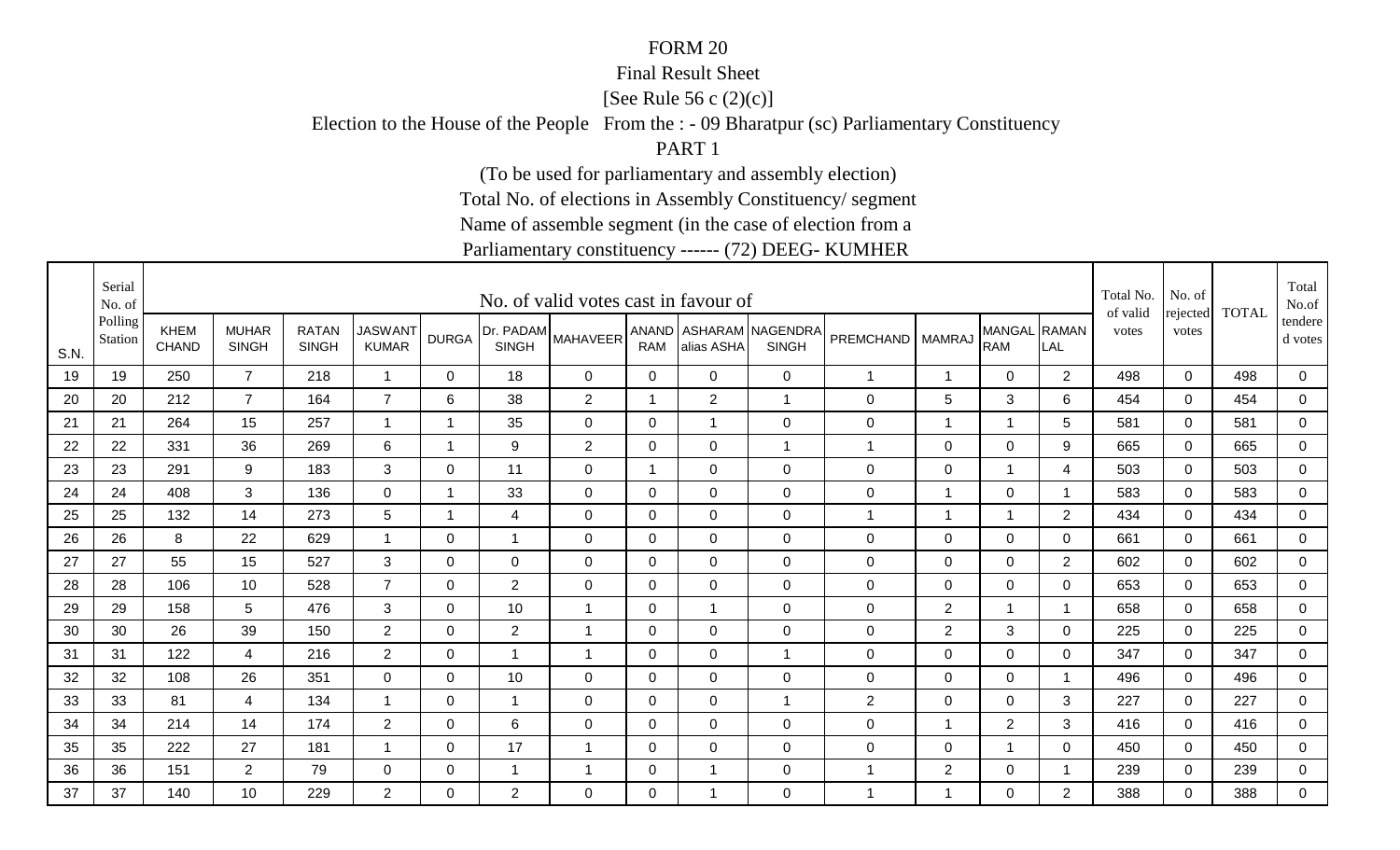FORM 20

Final Result Sheet

[See Rule 56 c (2)(c)]

Election to the House of the People From the : - 09 Bharatpur (sc) Parliamentary Constituency

PART 1

(To be used for parliamentary and assembly election)

Total No. of elections in Assembly Constituency/ segment

Name of assemble segment (in the case of election from a

Parliamentary constituency ------ (72) DEEG- KUMHER

| S.N. | Serial No. of Polling Station | No. of valid votes cast in favour of | | | | | | | | | | | | | | Total No. of valid votes | No. of rejected votes | TOTAL | Total No.of tendered votes |
|---|---|---|---|---|---|---|---|---|---|---|---|---|---|---|---|---|---|---|---|
| | | KHEM CHAND | MUHAR SINGH | RATAN SINGH | JASWANT KUMAR | DURGA | Dr. PADAM SINGH | MAHAVEER | ANAND RAM | ASHARAM alias ASHA | NAGENDRA SINGH | PREMCHAND | MAMRAJ | MANGAL RAM | RAMAN LAL | | | | |
| 19 | 19 | 250 | 7 | 218 | 1 | 0 | 18 | 0 | 0 | 0 | 0 | 1 | 1 | 0 | 2 | 498 | 0 | 498 | 0 |
| 20 | 20 | 212 | 7 | 164 | 7 | 6 | 38 | 2 | 1 | 2 | 1 | 0 | 5 | 3 | 6 | 454 | 0 | 454 | 0 |
| 21 | 21 | 264 | 15 | 257 | 1 | 1 | 35 | 0 | 0 | 1 | 0 | 0 | 1 | 1 | 5 | 581 | 0 | 581 | 0 |
| 22 | 22 | 331 | 36 | 269 | 6 | 1 | 9 | 2 | 0 | 0 | 1 | 1 | 0 | 0 | 9 | 665 | 0 | 665 | 0 |
| 23 | 23 | 291 | 9 | 183 | 3 | 0 | 11 | 0 | 1 | 0 | 0 | 0 | 0 | 1 | 4 | 503 | 0 | 503 | 0 |
| 24 | 24 | 408 | 3 | 136 | 0 | 1 | 33 | 0 | 0 | 0 | 0 | 0 | 1 | 0 | 1 | 583 | 0 | 583 | 0 |
| 25 | 25 | 132 | 14 | 273 | 5 | 1 | 4 | 0 | 0 | 0 | 0 | 1 | 1 | 1 | 2 | 434 | 0 | 434 | 0 |
| 26 | 26 | 8 | 22 | 629 | 1 | 0 | 1 | 0 | 0 | 0 | 0 | 0 | 0 | 0 | 0 | 661 | 0 | 661 | 0 |
| 27 | 27 | 55 | 15 | 527 | 3 | 0 | 0 | 0 | 0 | 0 | 0 | 0 | 0 | 0 | 2 | 602 | 0 | 602 | 0 |
| 28 | 28 | 106 | 10 | 528 | 7 | 0 | 2 | 0 | 0 | 0 | 0 | 0 | 0 | 0 | 0 | 653 | 0 | 653 | 0 |
| 29 | 29 | 158 | 5 | 476 | 3 | 0 | 10 | 1 | 0 | 1 | 0 | 0 | 2 | 1 | 1 | 658 | 0 | 658 | 0 |
| 30 | 30 | 26 | 39 | 150 | 2 | 0 | 2 | 1 | 0 | 0 | 0 | 0 | 2 | 3 | 0 | 225 | 0 | 225 | 0 |
| 31 | 31 | 122 | 4 | 216 | 2 | 0 | 1 | 1 | 0 | 0 | 1 | 0 | 0 | 0 | 0 | 347 | 0 | 347 | 0 |
| 32 | 32 | 108 | 26 | 351 | 0 | 0 | 10 | 0 | 0 | 0 | 0 | 0 | 0 | 0 | 1 | 496 | 0 | 496 | 0 |
| 33 | 33 | 81 | 4 | 134 | 1 | 0 | 1 | 0 | 0 | 0 | 1 | 2 | 0 | 0 | 3 | 227 | 0 | 227 | 0 |
| 34 | 34 | 214 | 14 | 174 | 2 | 0 | 6 | 0 | 0 | 0 | 0 | 0 | 1 | 2 | 3 | 416 | 0 | 416 | 0 |
| 35 | 35 | 222 | 27 | 181 | 1 | 0 | 17 | 1 | 0 | 0 | 0 | 0 | 0 | 1 | 0 | 450 | 0 | 450 | 0 |
| 36 | 36 | 151 | 2 | 79 | 0 | 0 | 1 | 1 | 0 | 1 | 0 | 1 | 2 | 0 | 1 | 239 | 0 | 239 | 0 |
| 37 | 37 | 140 | 10 | 229 | 2 | 0 | 2 | 0 | 0 | 1 | 0 | 1 | 1 | 0 | 2 | 388 | 0 | 388 | 0 |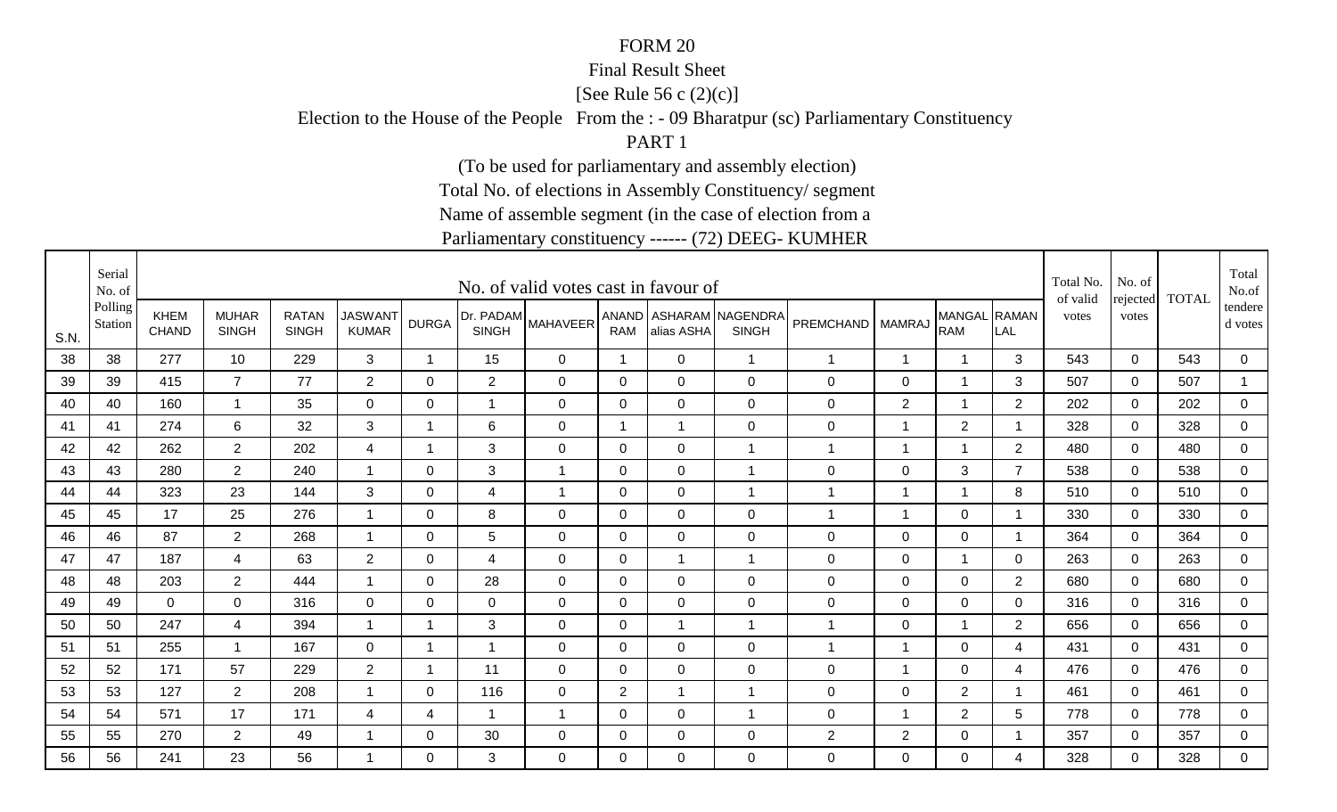FORM 20

Final Result Sheet

[See Rule 56 c (2)(c)]

Election to the House of the People From the : - 09 Bharatpur (sc) Parliamentary Constituency

PART 1

(To be used for parliamentary and assembly election)

Total No. of elections in Assembly Constituency/ segment

Name of assemble segment (in the case of election from a

Parliamentary constituency ------ (72) DEEG- KUMHER

| S.N. | Serial No. of Polling Station | No. of valid votes cast in favour of | | | | | | | | | | | | | | Total No. of valid votes | No. of rejected votes | TOTAL | Total No.of tendered votes |
|---|---|---|---|---|---|---|---|---|---|---|---|---|---|---|---|---|---|---|---|
| | | KHEM CHAND | MUHAR SINGH | RATAN SINGH | JASWANT KUMAR | DURGA | Dr. PADAM SINGH | MAHAVEER | ANAND RAM | ASHARAM alias ASHA | NAGENDRA SINGH | PREMCHAND | MAMRAJ | MANGAL RAM | RAMAN LAL | | | | |
| 38 | 38 | 277 | 10 | 229 | 3 | 1 | 15 | 0 | 1 | 0 | 1 | 1 | 1 | 1 | 3 | 543 | 0 | 543 | 0 |
| 39 | 39 | 415 | 7 | 77 | 2 | 0 | 2 | 0 | 0 | 0 | 0 | 0 | 0 | 1 | 3 | 507 | 0 | 507 | 1 |
| 40 | 40 | 160 | 1 | 35 | 0 | 0 | 1 | 0 | 0 | 0 | 0 | 0 | 2 | 1 | 2 | 202 | 0 | 202 | 0 |
| 41 | 41 | 274 | 6 | 32 | 3 | 1 | 6 | 0 | 1 | 1 | 0 | 0 | 1 | 2 | 1 | 328 | 0 | 328 | 0 |
| 42 | 42 | 262 | 2 | 202 | 4 | 1 | 3 | 0 | 0 | 0 | 1 | 1 | 1 | 1 | 2 | 480 | 0 | 480 | 0 |
| 43 | 43 | 280 | 2 | 240 | 1 | 0 | 3 | 1 | 0 | 0 | 1 | 0 | 0 | 3 | 7 | 538 | 0 | 538 | 0 |
| 44 | 44 | 323 | 23 | 144 | 3 | 0 | 4 | 1 | 0 | 0 | 1 | 1 | 1 | 1 | 8 | 510 | 0 | 510 | 0 |
| 45 | 45 | 17 | 25 | 276 | 1 | 0 | 8 | 0 | 0 | 0 | 0 | 1 | 1 | 0 | 1 | 330 | 0 | 330 | 0 |
| 46 | 46 | 87 | 2 | 268 | 1 | 0 | 5 | 0 | 0 | 0 | 0 | 0 | 0 | 0 | 1 | 364 | 0 | 364 | 0 |
| 47 | 47 | 187 | 4 | 63 | 2 | 0 | 4 | 0 | 0 | 1 | 1 | 0 | 0 | 1 | 0 | 263 | 0 | 263 | 0 |
| 48 | 48 | 203 | 2 | 444 | 1 | 0 | 28 | 0 | 0 | 0 | 0 | 0 | 0 | 0 | 2 | 680 | 0 | 680 | 0 |
| 49 | 49 | 0 | 0 | 316 | 0 | 0 | 0 | 0 | 0 | 0 | 0 | 0 | 0 | 0 | 0 | 316 | 0 | 316 | 0 |
| 50 | 50 | 247 | 4 | 394 | 1 | 1 | 3 | 0 | 0 | 1 | 1 | 1 | 0 | 1 | 2 | 656 | 0 | 656 | 0 |
| 51 | 51 | 255 | 1 | 167 | 0 | 1 | 1 | 0 | 0 | 0 | 0 | 1 | 1 | 0 | 4 | 431 | 0 | 431 | 0 |
| 52 | 52 | 171 | 57 | 229 | 2 | 1 | 11 | 0 | 0 | 0 | 0 | 0 | 1 | 0 | 4 | 476 | 0 | 476 | 0 |
| 53 | 53 | 127 | 2 | 208 | 1 | 0 | 116 | 0 | 2 | 1 | 1 | 0 | 0 | 2 | 1 | 461 | 0 | 461 | 0 |
| 54 | 54 | 571 | 17 | 171 | 4 | 4 | 1 | 1 | 0 | 0 | 1 | 0 | 1 | 2 | 5 | 778 | 0 | 778 | 0 |
| 55 | 55 | 270 | 2 | 49 | 1 | 0 | 30 | 0 | 0 | 0 | 0 | 2 | 2 | 0 | 1 | 357 | 0 | 357 | 0 |
| 56 | 56 | 241 | 23 | 56 | 1 | 0 | 3 | 0 | 0 | 0 | 0 | 0 | 0 | 0 | 4 | 328 | 0 | 328 | 0 |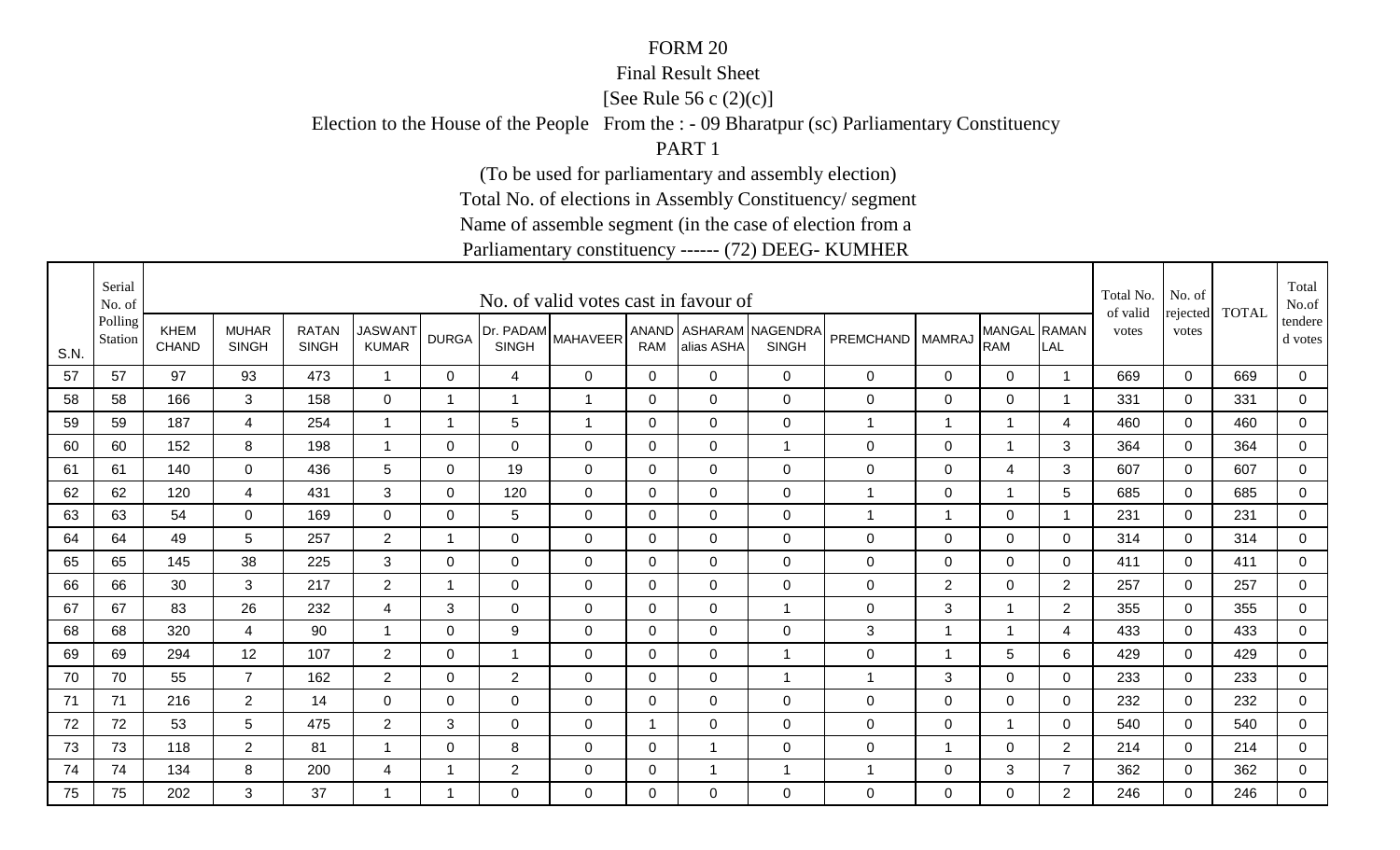FORM 20

Final Result Sheet

[See Rule 56 c (2)(c)]

Election to the House of the People From the : - 09 Bharatpur (sc) Parliamentary Constituency

PART 1

(To be used for parliamentary and assembly election)

Total No. of elections in Assembly Constituency/ segment

Name of assemble segment (in the case of election from a

Parliamentary constituency ------ (72) DEEG- KUMHER

| S.N. | Serial No. of Polling Station | No. of valid votes cast in favour of | | | | | | | | | | | | | | Total No. of valid votes | No. of rejected votes | TOTAL | Total No.of tendered votes |
|---|---|---|---|---|---|---|---|---|---|---|---|---|---|---|---|---|---|---|---|
| | | KHEM CHAND | MUHAR SINGH | RATAN SINGH | JASWANT KUMAR | DURGA | Dr. PADAM SINGH | MAHAVEER | ANAND RAM | ASHARAM alias ASHA | NAGENDRA SINGH | PREMCHAND | MAMRAJ | MANGAL RAM | RAMAN LAL | | | | |
| 57 | 57 | 97 | 93 | 473 | 1 | 0 | 4 | 0 | 0 | 0 | 0 | 0 | 0 | 0 | 1 | 669 | 0 | 669 | 0 |
| 58 | 58 | 166 | 3 | 158 | 0 | 1 | 1 | 1 | 0 | 0 | 0 | 0 | 0 | 0 | 1 | 331 | 0 | 331 | 0 |
| 59 | 59 | 187 | 4 | 254 | 1 | 1 | 5 | 1 | 0 | 0 | 0 | 1 | 1 | 1 | 4 | 460 | 0 | 460 | 0 |
| 60 | 60 | 152 | 8 | 198 | 1 | 0 | 0 | 0 | 0 | 0 | 1 | 0 | 0 | 1 | 3 | 364 | 0 | 364 | 0 |
| 61 | 61 | 140 | 0 | 436 | 5 | 0 | 19 | 0 | 0 | 0 | 0 | 0 | 0 | 4 | 3 | 607 | 0 | 607 | 0 |
| 62 | 62 | 120 | 4 | 431 | 3 | 0 | 120 | 0 | 0 | 0 | 0 | 1 | 0 | 1 | 5 | 685 | 0 | 685 | 0 |
| 63 | 63 | 54 | 0 | 169 | 0 | 0 | 5 | 0 | 0 | 0 | 0 | 1 | 1 | 0 | 1 | 231 | 0 | 231 | 0 |
| 64 | 64 | 49 | 5 | 257 | 2 | 1 | 0 | 0 | 0 | 0 | 0 | 0 | 0 | 0 | 0 | 314 | 0 | 314 | 0 |
| 65 | 65 | 145 | 38 | 225 | 3 | 0 | 0 | 0 | 0 | 0 | 0 | 0 | 0 | 0 | 0 | 411 | 0 | 411 | 0 |
| 66 | 66 | 30 | 3 | 217 | 2 | 1 | 0 | 0 | 0 | 0 | 0 | 0 | 2 | 0 | 2 | 257 | 0 | 257 | 0 |
| 67 | 67 | 83 | 26 | 232 | 4 | 3 | 0 | 0 | 0 | 0 | 1 | 0 | 3 | 1 | 2 | 355 | 0 | 355 | 0 |
| 68 | 68 | 320 | 4 | 90 | 1 | 0 | 9 | 0 | 0 | 0 | 0 | 3 | 1 | 1 | 4 | 433 | 0 | 433 | 0 |
| 69 | 69 | 294 | 12 | 107 | 2 | 0 | 1 | 0 | 0 | 0 | 1 | 0 | 1 | 5 | 6 | 429 | 0 | 429 | 0 |
| 70 | 70 | 55 | 7 | 162 | 2 | 0 | 2 | 0 | 0 | 0 | 1 | 1 | 3 | 0 | 0 | 233 | 0 | 233 | 0 |
| 71 | 71 | 216 | 2 | 14 | 0 | 0 | 0 | 0 | 0 | 0 | 0 | 0 | 0 | 0 | 0 | 232 | 0 | 232 | 0 |
| 72 | 72 | 53 | 5 | 475 | 2 | 3 | 0 | 0 | 1 | 0 | 0 | 0 | 0 | 1 | 0 | 540 | 0 | 540 | 0 |
| 73 | 73 | 118 | 2 | 81 | 1 | 0 | 8 | 0 | 0 | 1 | 0 | 0 | 1 | 0 | 2 | 214 | 0 | 214 | 0 |
| 74 | 74 | 134 | 8 | 200 | 4 | 1 | 2 | 0 | 0 | 1 | 1 | 1 | 0 | 3 | 7 | 362 | 0 | 362 | 0 |
| 75 | 75 | 202 | 3 | 37 | 1 | 1 | 0 | 0 | 0 | 0 | 0 | 0 | 0 | 0 | 2 | 246 | 0 | 246 | 0 |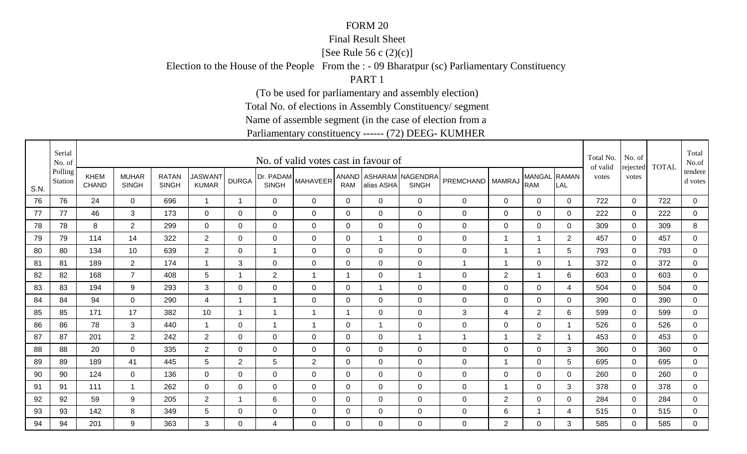FORM 20

Final Result Sheet

[See Rule 56 c (2)(c)]

Election to the House of the People From the : - 09 Bharatpur (sc) Parliamentary Constituency

PART 1

(To be used for parliamentary and assembly election)

Total No. of elections in Assembly Constituency/ segment

Name of assemble segment (in the case of election from a

Parliamentary constituency ------ (72) DEEG- KUMHER

| S.N. | Serial No. of Polling Station | No. of valid votes cast in favour of | | | | | | | | | | | | | | Total No. of valid votes | No. of rejected votes | TOTAL | Total No.of tendered votes |
|---|---|---|---|---|---|---|---|---|---|---|---|---|---|---|---|---|---|---|---|
| | | KHEM CHAND | MUHAR SINGH | RATAN SINGH | JASWANT KUMAR | DURGA | Dr. PADAM SINGH | MAHAVEER | ANAND RAM | ASHARAM alias ASHA | NAGENDRA SINGH | PREMCHAND | MAMRAJ | MANGAL RAM | RAMAN LAL | | | | |
| 76 | 76 | 24 | 0 | 696 | 1 | 1 | 0 | 0 | 0 | 0 | 0 | 0 | 0 | 0 | 0 | 722 | 0 | 722 | 0 |
| 77 | 77 | 46 | 3 | 173 | 0 | 0 | 0 | 0 | 0 | 0 | 0 | 0 | 0 | 0 | 0 | 222 | 0 | 222 | 0 |
| 78 | 78 | 8 | 2 | 299 | 0 | 0 | 0 | 0 | 0 | 0 | 0 | 0 | 0 | 0 | 0 | 309 | 0 | 309 | 8 |
| 79 | 79 | 114 | 14 | 322 | 2 | 0 | 0 | 0 | 0 | 1 | 0 | 0 | 1 | 1 | 2 | 457 | 0 | 457 | 0 |
| 80 | 80 | 134 | 10 | 639 | 2 | 0 | 1 | 0 | 0 | 0 | 0 | 0 | 1 | 1 | 5 | 793 | 0 | 793 | 0 |
| 81 | 81 | 189 | 2 | 174 | 1 | 3 | 0 | 0 | 0 | 0 | 0 | 1 | 1 | 0 | 1 | 372 | 0 | 372 | 0 |
| 82 | 82 | 168 | 7 | 408 | 5 | 1 | 2 | 1 | 1 | 0 | 1 | 0 | 2 | 1 | 6 | 603 | 0 | 603 | 0 |
| 83 | 83 | 194 | 9 | 293 | 3 | 0 | 0 | 0 | 0 | 1 | 0 | 0 | 0 | 0 | 4 | 504 | 0 | 504 | 0 |
| 84 | 84 | 94 | 0 | 290 | 4 | 1 | 1 | 0 | 0 | 0 | 0 | 0 | 0 | 0 | 0 | 390 | 0 | 390 | 0 |
| 85 | 85 | 171 | 17 | 382 | 10 | 1 | 1 | 1 | 1 | 0 | 0 | 3 | 4 | 2 | 6 | 599 | 0 | 599 | 0 |
| 86 | 86 | 78 | 3 | 440 | 1 | 0 | 1 | 1 | 0 | 1 | 0 | 0 | 0 | 0 | 1 | 526 | 0 | 526 | 0 |
| 87 | 87 | 201 | 2 | 242 | 2 | 0 | 0 | 0 | 0 | 0 | 1 | 1 | 1 | 2 | 1 | 453 | 0 | 453 | 0 |
| 88 | 88 | 20 | 0 | 335 | 2 | 0 | 0 | 0 | 0 | 0 | 0 | 0 | 0 | 0 | 3 | 360 | 0 | 360 | 0 |
| 89 | 89 | 189 | 41 | 445 | 5 | 2 | 5 | 2 | 0 | 0 | 0 | 0 | 1 | 0 | 5 | 695 | 0 | 695 | 0 |
| 90 | 90 | 124 | 0 | 136 | 0 | 0 | 0 | 0 | 0 | 0 | 0 | 0 | 0 | 0 | 0 | 260 | 0 | 260 | 0 |
| 91 | 91 | 111 | 1 | 262 | 0 | 0 | 0 | 0 | 0 | 0 | 0 | 0 | 1 | 0 | 3 | 378 | 0 | 378 | 0 |
| 92 | 92 | 59 | 9 | 205 | 2 | 1 | 6 | 0 | 0 | 0 | 0 | 0 | 2 | 0 | 0 | 284 | 0 | 284 | 0 |
| 93 | 93 | 142 | 8 | 349 | 5 | 0 | 0 | 0 | 0 | 0 | 0 | 0 | 6 | 1 | 4 | 515 | 0 | 515 | 0 |
| 94 | 94 | 201 | 9 | 363 | 3 | 0 | 4 | 0 | 0 | 0 | 0 | 0 | 2 | 0 | 3 | 585 | 0 | 585 | 0 |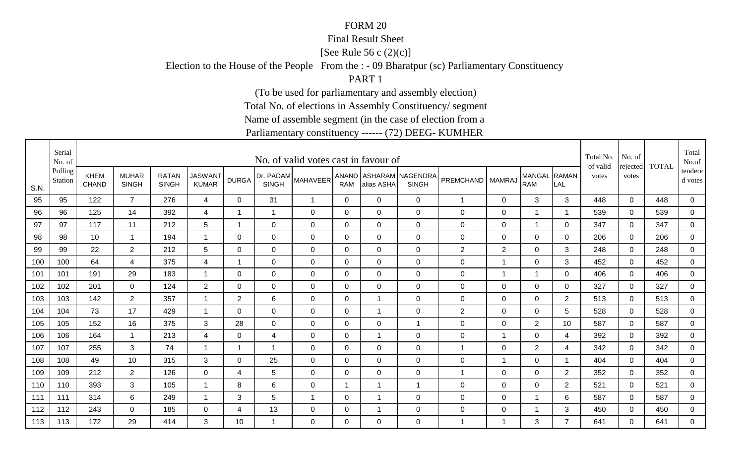FORM 20

Final Result Sheet

[See Rule 56 c (2)(c)]

Election to the House of the People From the : - 09 Bharatpur (sc) Parliamentary Constituency

PART 1

(To be used for parliamentary and assembly election)

Total No. of elections in Assembly Constituency/ segment

Name of assemble segment (in the case of election from a

Parliamentary constituency ------ (72) DEEG- KUMHER

| S.N. | Serial No. of Polling Station | No. of valid votes cast in favour of | | | | | | | | | | | | | | Total No. of valid votes | No. of rejected votes | TOTAL | Total No.of tendered votes |
|---|---|---|---|---|---|---|---|---|---|---|---|---|---|---|---|---|---|---|---|
| | | KHEM CHAND | MUHAR SINGH | RATAN SINGH | JASWANT KUMAR | DURGA | Dr. PADAM SINGH | MAHAVEER | ANAND RAM | ASHARAM alias ASHA | NAGENDRA SINGH | PREMCHAND | MAMRAJ | MANGAL RAM | RAMAN LAL | | | | |
| 95 | 95 | 122 | 7 | 276 | 4 | 0 | 31 | 1 | 0 | 0 | 0 | 1 | 0 | 3 | 3 | 448 | 0 | 448 | 0 |
| 96 | 96 | 125 | 14 | 392 | 4 | 1 | 1 | 0 | 0 | 0 | 0 | 0 | 0 | 1 | 1 | 539 | 0 | 539 | 0 |
| 97 | 97 | 117 | 11 | 212 | 5 | 1 | 0 | 0 | 0 | 0 | 0 | 0 | 0 | 1 | 0 | 347 | 0 | 347 | 0 |
| 98 | 98 | 10 | 1 | 194 | 1 | 0 | 0 | 0 | 0 | 0 | 0 | 0 | 0 | 0 | 0 | 206 | 0 | 206 | 0 |
| 99 | 99 | 22 | 2 | 212 | 5 | 0 | 0 | 0 | 0 | 0 | 0 | 2 | 2 | 0 | 3 | 248 | 0 | 248 | 0 |
| 100 | 100 | 64 | 4 | 375 | 4 | 1 | 0 | 0 | 0 | 0 | 0 | 0 | 1 | 0 | 3 | 452 | 0 | 452 | 0 |
| 101 | 101 | 191 | 29 | 183 | 1 | 0 | 0 | 0 | 0 | 0 | 0 | 0 | 1 | 1 | 0 | 406 | 0 | 406 | 0 |
| 102 | 102 | 201 | 0 | 124 | 2 | 0 | 0 | 0 | 0 | 0 | 0 | 0 | 0 | 0 | 0 | 327 | 0 | 327 | 0 |
| 103 | 103 | 142 | 2 | 357 | 1 | 2 | 6 | 0 | 0 | 1 | 0 | 0 | 0 | 0 | 2 | 513 | 0 | 513 | 0 |
| 104 | 104 | 73 | 17 | 429 | 1 | 0 | 0 | 0 | 0 | 1 | 0 | 2 | 0 | 0 | 5 | 528 | 0 | 528 | 0 |
| 105 | 105 | 152 | 16 | 375 | 3 | 28 | 0 | 0 | 0 | 0 | 1 | 0 | 0 | 2 | 10 | 587 | 0 | 587 | 0 |
| 106 | 106 | 164 | 1 | 213 | 4 | 0 | 4 | 0 | 0 | 1 | 0 | 0 | 1 | 0 | 4 | 392 | 0 | 392 | 0 |
| 107 | 107 | 255 | 3 | 74 | 1 | 1 | 1 | 0 | 0 | 0 | 0 | 1 | 0 | 2 | 4 | 342 | 0 | 342 | 0 |
| 108 | 108 | 49 | 10 | 315 | 3 | 0 | 25 | 0 | 0 | 0 | 0 | 0 | 1 | 0 | 1 | 404 | 0 | 404 | 0 |
| 109 | 109 | 212 | 2 | 126 | 0 | 4 | 5 | 0 | 0 | 0 | 0 | 1 | 0 | 0 | 2 | 352 | 0 | 352 | 0 |
| 110 | 110 | 393 | 3 | 105 | 1 | 8 | 6 | 0 | 1 | 1 | 1 | 0 | 0 | 0 | 2 | 521 | 0 | 521 | 0 |
| 111 | 111 | 314 | 6 | 249 | 1 | 3 | 5 | 1 | 0 | 1 | 0 | 0 | 0 | 1 | 6 | 587 | 0 | 587 | 0 |
| 112 | 112 | 243 | 0 | 185 | 0 | 4 | 13 | 0 | 0 | 1 | 0 | 0 | 0 | 1 | 3 | 450 | 0 | 450 | 0 |
| 113 | 113 | 172 | 29 | 414 | 3 | 10 | 1 | 0 | 0 | 0 | 0 | 1 | 1 | 3 | 7 | 641 | 0 | 641 | 0 |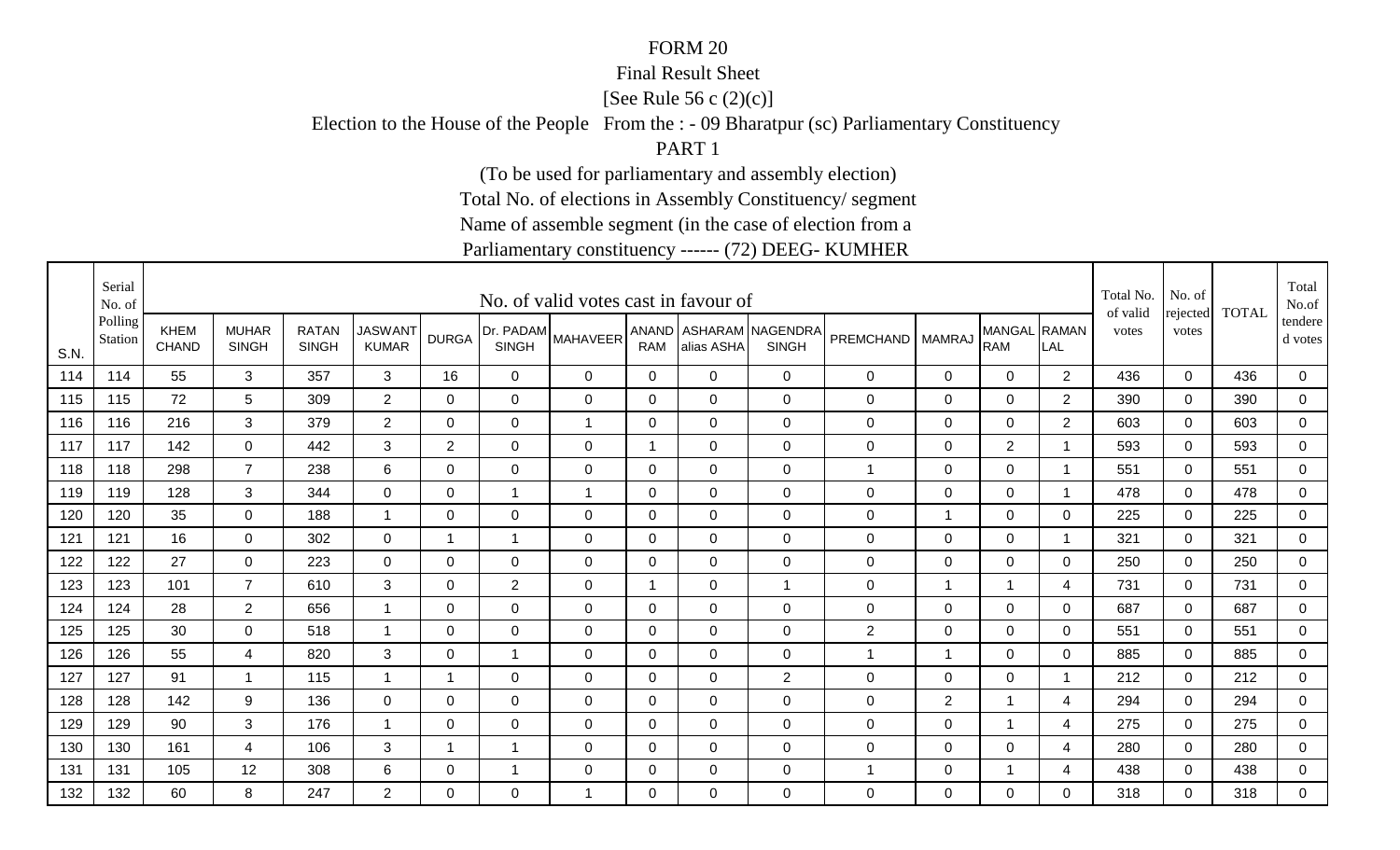FORM 20

Final Result Sheet

[See Rule 56 c (2)(c)]

Election to the House of the People From the : - 09 Bharatpur (sc) Parliamentary Constituency

PART 1

(To be used for parliamentary and assembly election)

Total No. of elections in Assembly Constituency/ segment

Name of assemble segment (in the case of election from a

Parliamentary constituency ------ (72) DEEG- KUMHER

| S.N. | Serial No. of Polling Station | No. of valid votes cast in favour of | | | | | | | | | | | | | | Total No. of valid votes | No. of rejected votes | TOTAL | Total No.of tendered votes |
|---|---|---|---|---|---|---|---|---|---|---|---|---|---|---|---|---|---|---|---|
| | | KHEM CHAND | MUHAR SINGH | RATAN SINGH | JASWANT KUMAR | DURGA | Dr. PADAM SINGH | MAHAVEER | ANAND RAM | ASHARAM alias ASHA | NAGENDRA SINGH | PREMCHAND | MAMRAJ | MANGAL RAM | RAMAN LAL | | | | |
| 114 | 114 | 55 | 3 | 357 | 3 | 16 | 0 | 0 | 0 | 0 | 0 | 0 | 0 | 0 | 2 | 436 | 0 | 436 | 0 |
| 115 | 115 | 72 | 5 | 309 | 2 | 0 | 0 | 0 | 0 | 0 | 0 | 0 | 0 | 0 | 2 | 390 | 0 | 390 | 0 |
| 116 | 116 | 216 | 3 | 379 | 2 | 0 | 0 | 1 | 0 | 0 | 0 | 0 | 0 | 0 | 2 | 603 | 0 | 603 | 0 |
| 117 | 117 | 142 | 0 | 442 | 3 | 2 | 0 | 0 | 1 | 0 | 0 | 0 | 0 | 2 | 1 | 593 | 0 | 593 | 0 |
| 118 | 118 | 298 | 7 | 238 | 6 | 0 | 0 | 0 | 0 | 0 | 0 | 1 | 0 | 0 | 1 | 551 | 0 | 551 | 0 |
| 119 | 119 | 128 | 3 | 344 | 0 | 0 | 1 | 1 | 0 | 0 | 0 | 0 | 0 | 0 | 1 | 478 | 0 | 478 | 0 |
| 120 | 120 | 35 | 0 | 188 | 1 | 0 | 0 | 0 | 0 | 0 | 0 | 0 | 1 | 0 | 0 | 225 | 0 | 225 | 0 |
| 121 | 121 | 16 | 0 | 302 | 0 | 1 | 1 | 0 | 0 | 0 | 0 | 0 | 0 | 0 | 1 | 321 | 0 | 321 | 0 |
| 122 | 122 | 27 | 0 | 223 | 0 | 0 | 0 | 0 | 0 | 0 | 0 | 0 | 0 | 0 | 0 | 250 | 0 | 250 | 0 |
| 123 | 123 | 101 | 7 | 610 | 3 | 0 | 2 | 0 | 1 | 0 | 1 | 0 | 1 | 1 | 4 | 731 | 0 | 731 | 0 |
| 124 | 124 | 28 | 2 | 656 | 1 | 0 | 0 | 0 | 0 | 0 | 0 | 0 | 0 | 0 | 0 | 687 | 0 | 687 | 0 |
| 125 | 125 | 30 | 0 | 518 | 1 | 0 | 0 | 0 | 0 | 0 | 0 | 2 | 0 | 0 | 0 | 551 | 0 | 551 | 0 |
| 126 | 126 | 55 | 4 | 820 | 3 | 0 | 1 | 0 | 0 | 0 | 0 | 1 | 1 | 0 | 0 | 885 | 0 | 885 | 0 |
| 127 | 127 | 91 | 1 | 115 | 1 | 1 | 0 | 0 | 0 | 0 | 2 | 0 | 0 | 0 | 1 | 212 | 0 | 212 | 0 |
| 128 | 128 | 142 | 9 | 136 | 0 | 0 | 0 | 0 | 0 | 0 | 0 | 0 | 2 | 1 | 4 | 294 | 0 | 294 | 0 |
| 129 | 129 | 90 | 3 | 176 | 1 | 0 | 0 | 0 | 0 | 0 | 0 | 0 | 0 | 1 | 4 | 275 | 0 | 275 | 0 |
| 130 | 130 | 161 | 4 | 106 | 3 | 1 | 1 | 0 | 0 | 0 | 0 | 0 | 0 | 0 | 4 | 280 | 0 | 280 | 0 |
| 131 | 131 | 105 | 12 | 308 | 6 | 0 | 1 | 0 | 0 | 0 | 0 | 1 | 0 | 1 | 4 | 438 | 0 | 438 | 0 |
| 132 | 132 | 60 | 8 | 247 | 2 | 0 | 0 | 1 | 0 | 0 | 0 | 0 | 0 | 0 | 0 | 318 | 0 | 318 | 0 |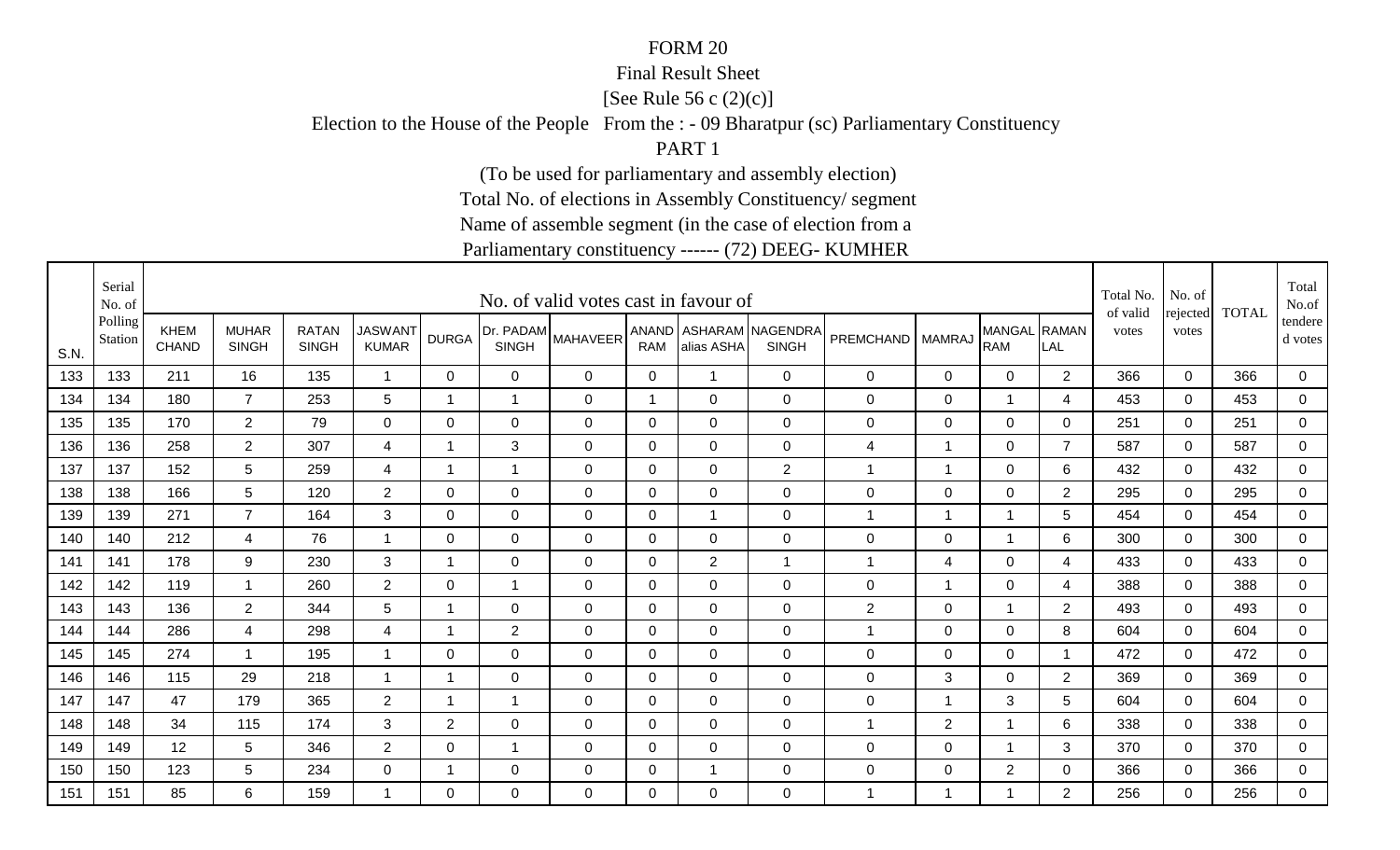FORM 20

Final Result Sheet

[See Rule 56 c (2)(c)]

Election to the House of the People From the : - 09 Bharatpur (sc) Parliamentary Constituency

PART 1

(To be used for parliamentary and assembly election)

Total No. of elections in Assembly Constituency/ segment

Name of assemble segment (in the case of election from a

Parliamentary constituency ------ (72) DEEG- KUMHER

| S.N. | Serial No. of Polling Station | No. of valid votes cast in favour of | | | | | | | | | | | | | | Total No. of valid votes | No. of rejected votes | TOTAL | Total No.of tendered votes |
|---|---|---|---|---|---|---|---|---|---|---|---|---|---|---|---|---|---|---|---|
| | | KHEM CHAND | MUHAR SINGH | RATAN SINGH | JASWANT KUMAR | DURGA | Dr. PADAM SINGH | MAHAVEER | ANAND RAM | ASHARAM alias ASHA | NAGENDRA SINGH | PREMCHAND | MAMRAJ | MANGAL RAM | RAMAN LAL | | | | |
| 133 | 133 | 211 | 16 | 135 | 1 | 0 | 0 | 0 | 0 | 1 | 0 | 0 | 0 | 0 | 2 | 366 | 0 | 366 | 0 |
| 134 | 134 | 180 | 7 | 253 | 5 | 1 | 1 | 0 | 1 | 0 | 0 | 0 | 0 | 1 | 4 | 453 | 0 | 453 | 0 |
| 135 | 135 | 170 | 2 | 79 | 0 | 0 | 0 | 0 | 0 | 0 | 0 | 0 | 0 | 0 | 0 | 251 | 0 | 251 | 0 |
| 136 | 136 | 258 | 2 | 307 | 4 | 1 | 3 | 0 | 0 | 0 | 0 | 4 | 1 | 0 | 7 | 587 | 0 | 587 | 0 |
| 137 | 137 | 152 | 5 | 259 | 4 | 1 | 1 | 0 | 0 | 0 | 2 | 1 | 1 | 0 | 6 | 432 | 0 | 432 | 0 |
| 138 | 138 | 166 | 5 | 120 | 2 | 0 | 0 | 0 | 0 | 0 | 0 | 0 | 0 | 0 | 2 | 295 | 0 | 295 | 0 |
| 139 | 139 | 271 | 7 | 164 | 3 | 0 | 0 | 0 | 0 | 1 | 0 | 1 | 1 | 1 | 5 | 454 | 0 | 454 | 0 |
| 140 | 140 | 212 | 4 | 76 | 1 | 0 | 0 | 0 | 0 | 0 | 0 | 0 | 0 | 1 | 6 | 300 | 0 | 300 | 0 |
| 141 | 141 | 178 | 9 | 230 | 3 | 1 | 0 | 0 | 0 | 2 | 1 | 1 | 4 | 0 | 4 | 433 | 0 | 433 | 0 |
| 142 | 142 | 119 | 1 | 260 | 2 | 0 | 1 | 0 | 0 | 0 | 0 | 0 | 1 | 0 | 4 | 388 | 0 | 388 | 0 |
| 143 | 143 | 136 | 2 | 344 | 5 | 1 | 0 | 0 | 0 | 0 | 0 | 2 | 0 | 1 | 2 | 493 | 0 | 493 | 0 |
| 144 | 144 | 286 | 4 | 298 | 4 | 1 | 2 | 0 | 0 | 0 | 0 | 1 | 0 | 0 | 8 | 604 | 0 | 604 | 0 |
| 145 | 145 | 274 | 1 | 195 | 1 | 0 | 0 | 0 | 0 | 0 | 0 | 0 | 0 | 0 | 1 | 472 | 0 | 472 | 0 |
| 146 | 146 | 115 | 29 | 218 | 1 | 1 | 0 | 0 | 0 | 0 | 0 | 0 | 3 | 0 | 2 | 369 | 0 | 369 | 0 |
| 147 | 147 | 47 | 179 | 365 | 2 | 1 | 1 | 0 | 0 | 0 | 0 | 0 | 1 | 3 | 5 | 604 | 0 | 604 | 0 |
| 148 | 148 | 34 | 115 | 174 | 3 | 2 | 0 | 0 | 0 | 0 | 0 | 1 | 2 | 1 | 6 | 338 | 0 | 338 | 0 |
| 149 | 149 | 12 | 5 | 346 | 2 | 0 | 1 | 0 | 0 | 0 | 0 | 0 | 0 | 1 | 3 | 370 | 0 | 370 | 0 |
| 150 | 150 | 123 | 5 | 234 | 0 | 1 | 0 | 0 | 0 | 1 | 0 | 0 | 0 | 2 | 0 | 366 | 0 | 366 | 0 |
| 151 | 151 | 85 | 6 | 159 | 1 | 0 | 0 | 0 | 0 | 0 | 0 | 1 | 1 | 1 | 2 | 256 | 0 | 256 | 0 |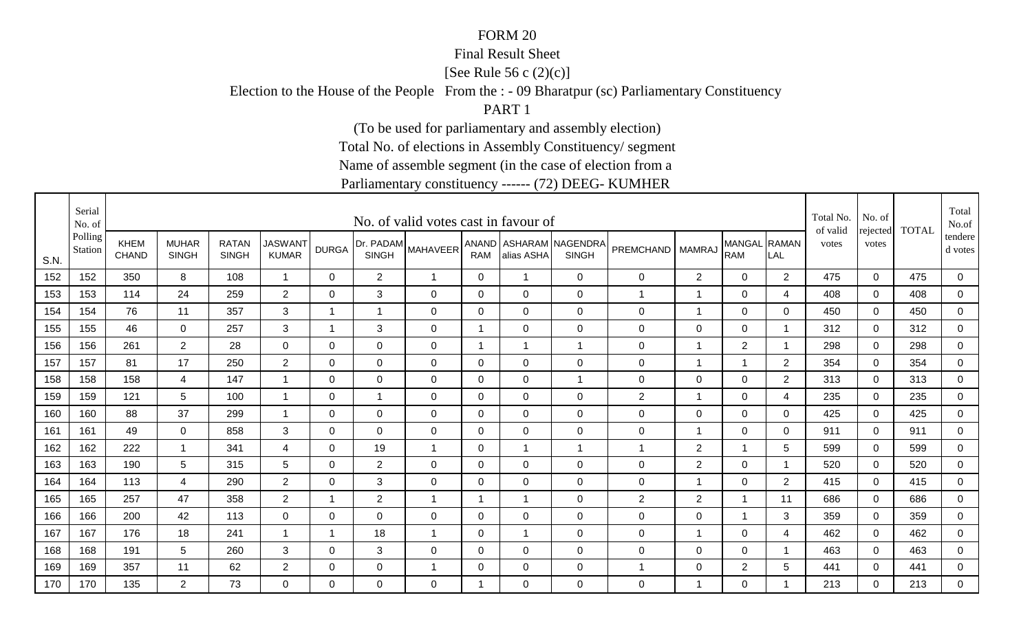FORM 20

Final Result Sheet

[See Rule 56 c (2)(c)]

Election to the House of the People From the : - 09 Bharatpur (sc) Parliamentary Constituency

PART 1

(To be used for parliamentary and assembly election)

Total No. of elections in Assembly Constituency/ segment

Name of assemble segment (in the case of election from a

Parliamentary constituency ------ (72) DEEG- KUMHER

| S.N. | Serial No. of Polling Station | No. of valid votes cast in favour of | | | | | | | | | | | | | | Total No. of valid votes | No. of rejected votes | TOTAL | Total No.of tendered votes |
|---|---|---|---|---|---|---|---|---|---|---|---|---|---|---|---|---|---|---|---|
| | | KHEM CHAND | MUHAR SINGH | RATAN SINGH | JASWANT KUMAR | DURGA | Dr. PADAM SINGH | MAHAVEER | ANAND RAM | ASHARAM alias ASHA | NAGENDRA SINGH | PREMCHAND | MAMRAJ | MANGAL RAM | RAMAN LAL | | | | |
| 152 | 152 | 350 | 8 | 108 | 1 | 0 | 2 | 1 | 0 | 1 | 0 | 0 | 2 | 0 | 2 | 475 | 0 | 475 | 0 |
| 153 | 153 | 114 | 24 | 259 | 2 | 0 | 3 | 0 | 0 | 0 | 0 | 1 | 1 | 0 | 4 | 408 | 0 | 408 | 0 |
| 154 | 154 | 76 | 11 | 357 | 3 | 1 | 1 | 0 | 0 | 0 | 0 | 0 | 1 | 0 | 0 | 450 | 0 | 450 | 0 |
| 155 | 155 | 46 | 0 | 257 | 3 | 1 | 3 | 0 | 1 | 0 | 0 | 0 | 0 | 0 | 1 | 312 | 0 | 312 | 0 |
| 156 | 156 | 261 | 2 | 28 | 0 | 0 | 0 | 0 | 1 | 1 | 1 | 0 | 1 | 2 | 1 | 298 | 0 | 298 | 0 |
| 157 | 157 | 81 | 17 | 250 | 2 | 0 | 0 | 0 | 0 | 0 | 0 | 0 | 1 | 1 | 2 | 354 | 0 | 354 | 0 |
| 158 | 158 | 158 | 4 | 147 | 1 | 0 | 0 | 0 | 0 | 0 | 1 | 0 | 0 | 0 | 2 | 313 | 0 | 313 | 0 |
| 159 | 159 | 121 | 5 | 100 | 1 | 0 | 1 | 0 | 0 | 0 | 0 | 2 | 1 | 0 | 4 | 235 | 0 | 235 | 0 |
| 160 | 160 | 88 | 37 | 299 | 1 | 0 | 0 | 0 | 0 | 0 | 0 | 0 | 0 | 0 | 0 | 425 | 0 | 425 | 0 |
| 161 | 161 | 49 | 0 | 858 | 3 | 0 | 0 | 0 | 0 | 0 | 0 | 0 | 1 | 0 | 0 | 911 | 0 | 911 | 0 |
| 162 | 162 | 222 | 1 | 341 | 4 | 0 | 19 | 1 | 0 | 1 | 1 | 1 | 2 | 1 | 5 | 599 | 0 | 599 | 0 |
| 163 | 163 | 190 | 5 | 315 | 5 | 0 | 2 | 0 | 0 | 0 | 0 | 0 | 2 | 0 | 1 | 520 | 0 | 520 | 0 |
| 164 | 164 | 113 | 4 | 290 | 2 | 0 | 3 | 0 | 0 | 0 | 0 | 0 | 1 | 0 | 2 | 415 | 0 | 415 | 0 |
| 165 | 165 | 257 | 47 | 358 | 2 | 1 | 2 | 1 | 1 | 1 | 0 | 2 | 2 | 1 | 11 | 686 | 0 | 686 | 0 |
| 166 | 166 | 200 | 42 | 113 | 0 | 0 | 0 | 0 | 0 | 0 | 0 | 0 | 0 | 1 | 3 | 359 | 0 | 359 | 0 |
| 167 | 167 | 176 | 18 | 241 | 1 | 1 | 18 | 1 | 0 | 1 | 0 | 0 | 1 | 0 | 4 | 462 | 0 | 462 | 0 |
| 168 | 168 | 191 | 5 | 260 | 3 | 0 | 3 | 0 | 0 | 0 | 0 | 0 | 0 | 0 | 1 | 463 | 0 | 463 | 0 |
| 169 | 169 | 357 | 11 | 62 | 2 | 0 | 0 | 1 | 0 | 0 | 0 | 1 | 0 | 2 | 5 | 441 | 0 | 441 | 0 |
| 170 | 170 | 135 | 2 | 73 | 0 | 0 | 0 | 0 | 1 | 0 | 0 | 0 | 1 | 0 | 1 | 213 | 0 | 213 | 0 |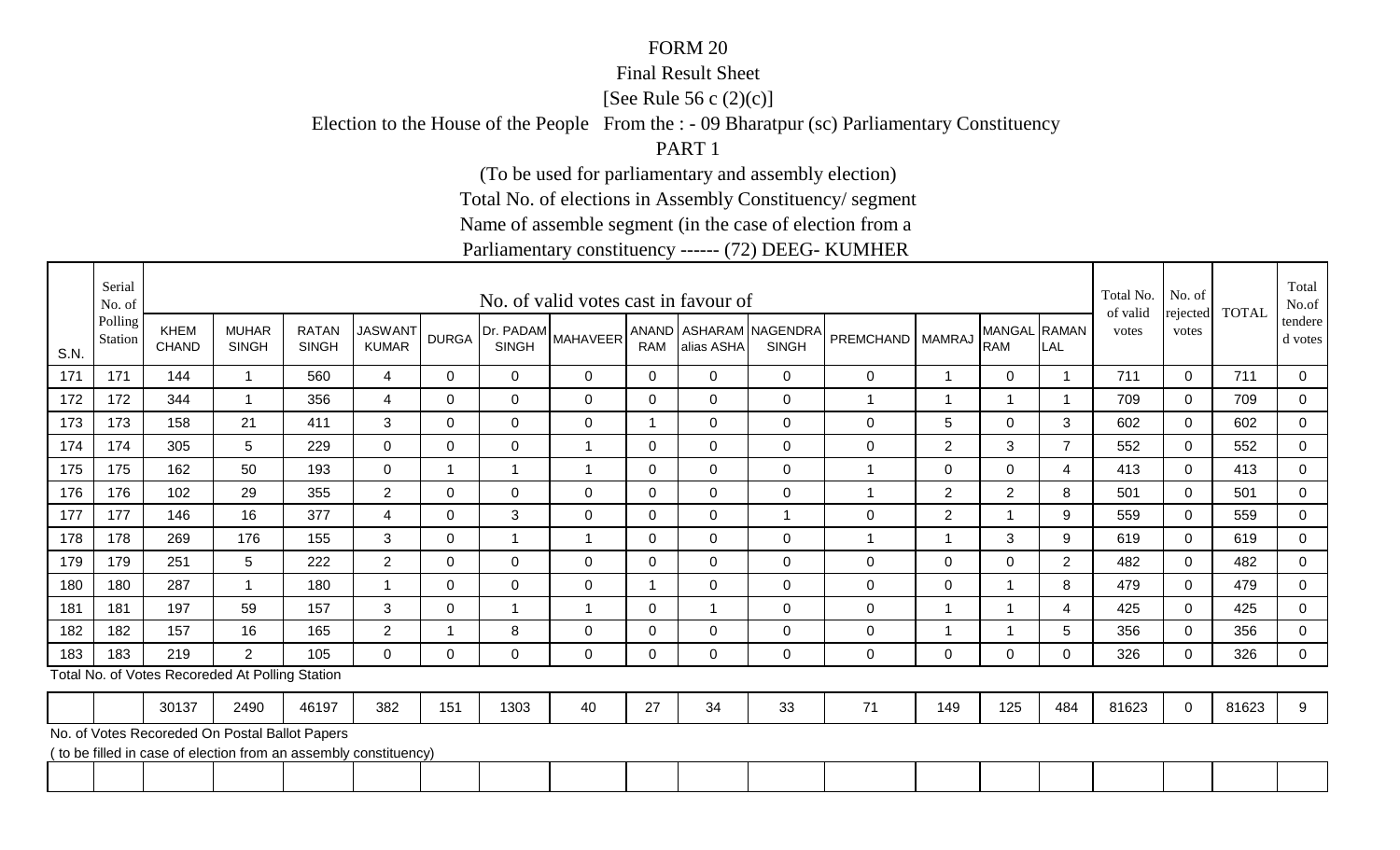FORM 20

Final Result Sheet

[See Rule 56 c (2)(c)]

Election to the House of the People From the : - 09 Bharatpur (sc) Parliamentary Constituency

PART 1

(To be used for parliamentary and assembly election)

Total No. of elections in Assembly Constituency/ segment

Name of assemble segment (in the case of election from a

Parliamentary constituency ------ (72) DEEG- KUMHER

| S.N. | Serial No. of Polling Station | No. of valid votes cast in favour of | | | | | | | | | | | | | | Total No. of valid votes | No. of rejected votes | TOTAL | Total No.of tendered votes |
|---|---|---|---|---|---|---|---|---|---|---|---|---|---|---|---|---|---|---|---|
| | | KHEM CHAND | MUHAR SINGH | RATAN SINGH | JASWANT KUMAR | DURGA | Dr. PADAM SINGH | MAHAVEER | ANAND RAM | ASHARAM alias ASHA | NAGENDRA SINGH | PREMCHAND | MAMRAJ | MANGAL RAM | RAMAN LAL | | | | |
| 171 | 171 | 144 | 1 | 560 | 4 | 0 | 0 | 0 | 0 | 0 | 0 | 0 | 1 | 0 | 1 | 711 | 0 | 711 | 0 |
| 172 | 172 | 344 | 1 | 356 | 4 | 0 | 0 | 0 | 0 | 0 | 0 | 1 | 1 | 1 | 1 | 709 | 0 | 709 | 0 |
| 173 | 173 | 158 | 21 | 411 | 3 | 0 | 0 | 0 | 1 | 0 | 0 | 0 | 5 | 0 | 3 | 602 | 0 | 602 | 0 |
| 174 | 174 | 305 | 5 | 229 | 0 | 0 | 0 | 1 | 0 | 0 | 0 | 0 | 2 | 3 | 7 | 552 | 0 | 552 | 0 |
| 175 | 175 | 162 | 50 | 193 | 0 | 1 | 1 | 1 | 0 | 0 | 0 | 1 | 0 | 0 | 4 | 413 | 0 | 413 | 0 |
| 176 | 176 | 102 | 29 | 355 | 2 | 0 | 0 | 0 | 0 | 0 | 0 | 1 | 2 | 2 | 8 | 501 | 0 | 501 | 0 |
| 177 | 177 | 146 | 16 | 377 | 4 | 0 | 3 | 0 | 0 | 0 | 1 | 0 | 2 | 1 | 9 | 559 | 0 | 559 | 0 |
| 178 | 178 | 269 | 176 | 155 | 3 | 0 | 1 | 1 | 0 | 0 | 0 | 1 | 1 | 3 | 9 | 619 | 0 | 619 | 0 |
| 179 | 179 | 251 | 5 | 222 | 2 | 0 | 0 | 0 | 0 | 0 | 0 | 0 | 0 | 0 | 2 | 482 | 0 | 482 | 0 |
| 180 | 180 | 287 | 1 | 180 | 1 | 0 | 0 | 0 | 1 | 0 | 0 | 0 | 0 | 1 | 8 | 479 | 0 | 479 | 0 |
| 181 | 181 | 197 | 59 | 157 | 3 | 0 | 1 | 1 | 0 | 1 | 0 | 0 | 1 | 1 | 4 | 425 | 0 | 425 | 0 |
| 182 | 182 | 157 | 16 | 165 | 2 | 1 | 8 | 0 | 0 | 0 | 0 | 0 | 1 | 1 | 5 | 356 | 0 | 356 | 0 |
| 183 | 183 | 219 | 2 | 105 | 0 | 0 | 0 | 0 | 0 | 0 | 0 | 0 | 0 | 0 | 0 | 326 | 0 | 326 | 0 |
| Total No. of Votes Recoreded At Polling Station | | | | | | | | | | | | | | | | | | | |
| | | 30137 | 2490 | 46197 | 382 | 151 | 1303 | 40 | 27 | 34 | 33 | 71 | 149 | 125 | 484 | 81623 | 0 | 81623 | 9 |
| No. of Votes Recoreded On Postal Ballot Papers ( to be filled in case of election from an assembly constituency) | | | | | | | | | | | | | | | | | | | |
| | | | | | | | | | | | | | | | | | | | |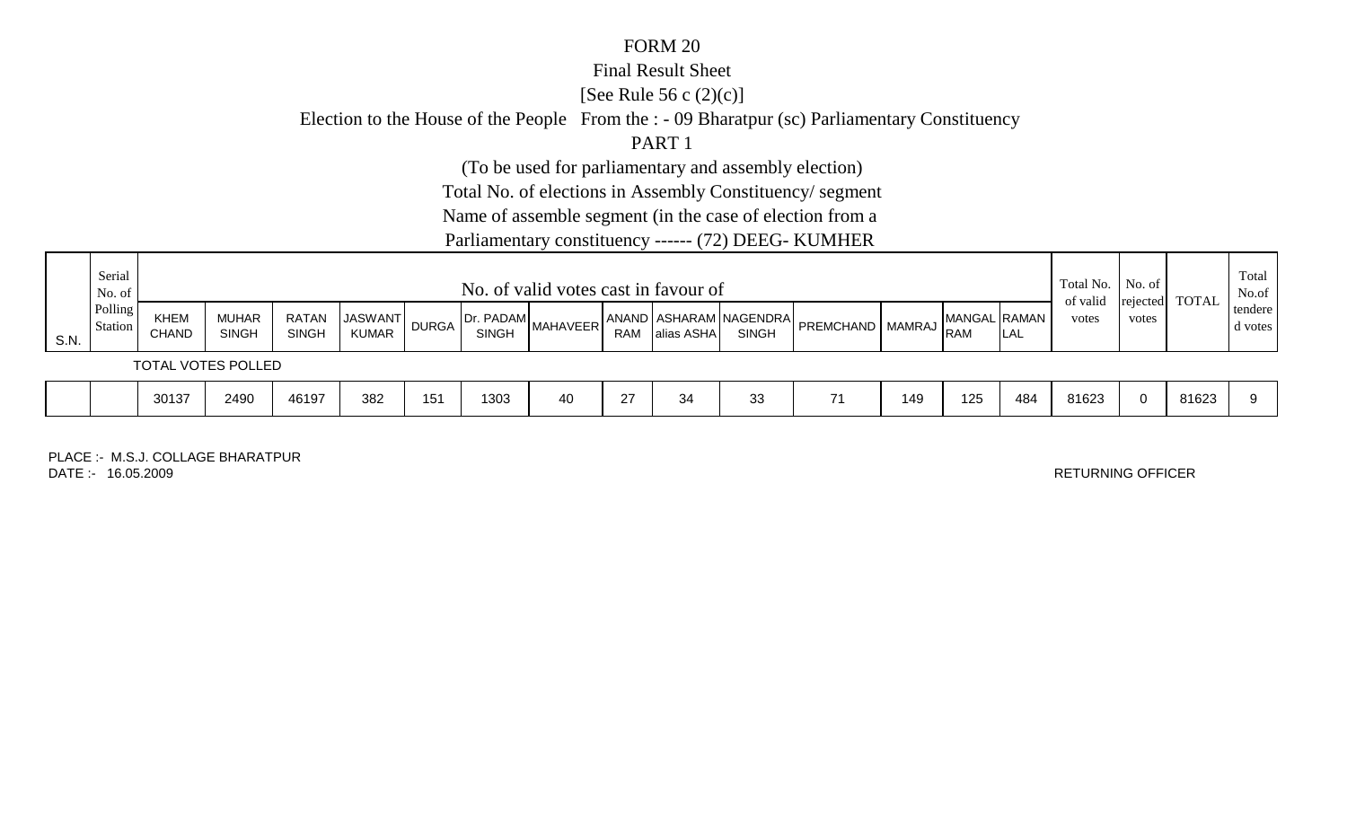FORM 20

Final Result Sheet

[See Rule 56 c (2)(c)]

Election to the House of the People From the : - 09 Bharatpur (sc) Parliamentary Constituency

PART 1

(To be used for parliamentary and assembly election)

Total No. of elections in Assembly Constituency/ segment

Name of assemble segment (in the case of election from a

Parliamentary constituency ------ (72) DEEG- KUMHER

| S.N. | Serial No. of Polling Station | No. of valid votes cast in favour of | | | | | | | | | | | | | | Total No. of valid votes | No. of rejected votes | TOTAL | Total No.of tendered votes |
|---|---|---|---|---|---|---|---|---|---|---|---|---|---|---|---|---|---|---|---|
| | | KHEM CHAND | MUHAR SINGH | RATAN SINGH | JASWANT KUMAR | DURGA | Dr. PADAM SINGH | MAHAVEER | ANAND RAM | ASHARAM alias ASHA | NAGENDRA SINGH | PREMCHAND | MAMRAJ | MANGAL RAM | RAMAN LAL | | | | |
| | | TOTAL VOTES POLLED | | | | | | | | | | | | | | | | | |
| | | 30137 | 2490 | 46197 | 382 | 151 | 1303 | 40 | 27 | 34 | 33 | 71 | 149 | 125 | 484 | 81623 | 0 | 81623 | 9 |

PLACE :- M.S.J. COLLAGE BHARATPUR

DATE :- 16.05.2009

RETURNING OFFICER